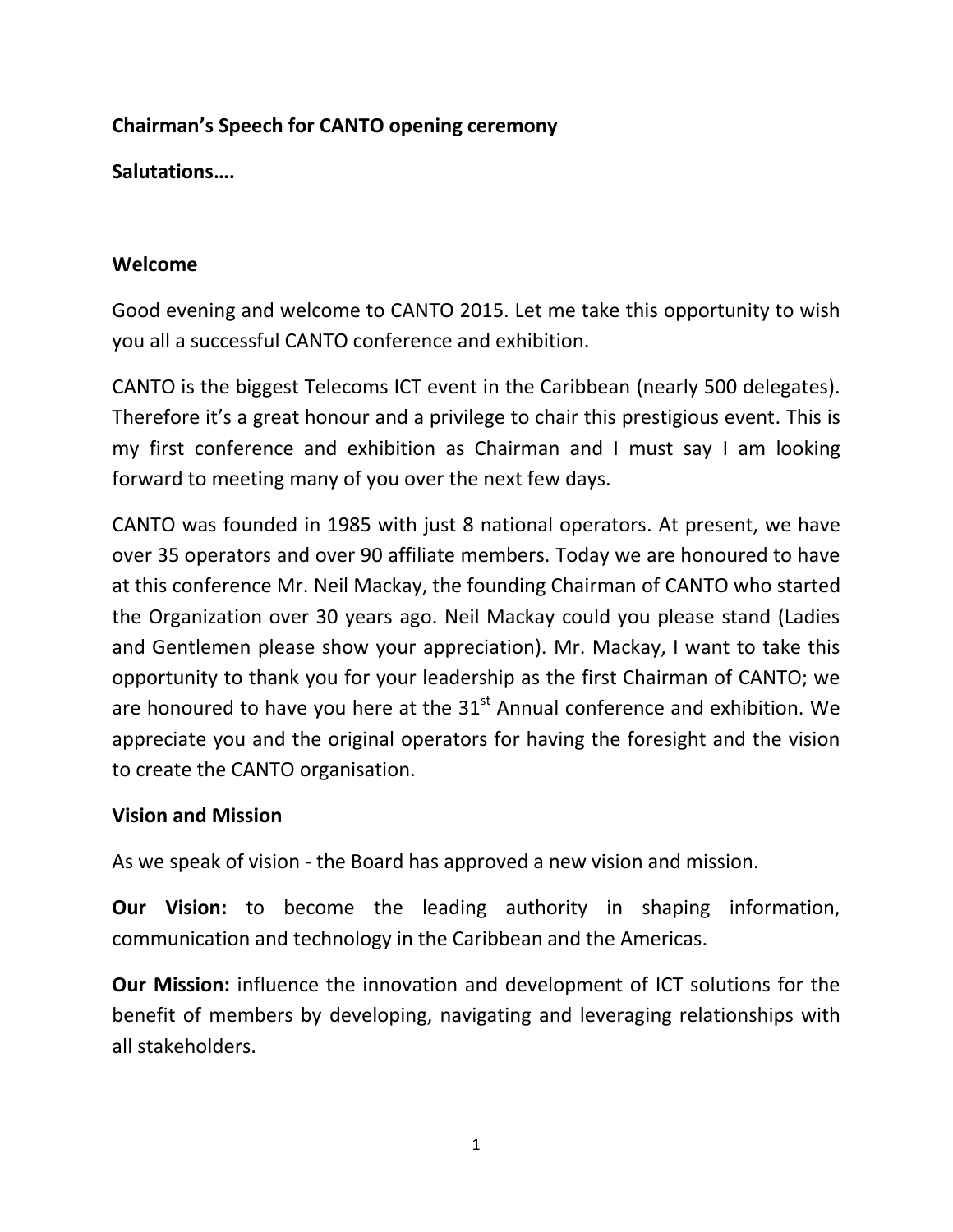**Chairman's Speech for CANTO opening ceremony**

**Salutations….**

## Welcome

Good evening and welcome to CANTO 2015. Let me take this opportunity to wish you all a successful CANTO conference and exhibition.

CANTO is the biggest Telecoms ICT event in the Caribbean (nearly 500 delegates). Therefore it's a great honour and a privilege to chair this prestigious event. This is my first conference and exhibition as Chairman and I must say I am looking forward to meeting many of you over the next few days.

CANTO was founded in 1985 with just 8 national operators. At present, we have over 35 operators and over 90 affiliate members. Today we are honoured to have at this conference Mr. Neil Mackay, the founding Chairman of CANTO who started the Organization over 30 years ago. Neil Mackay could you please stand (Ladies and Gentlemen please show your appreciation). Mr. Mackay, I want to take this opportunity to thank you for your leadership as the first Chairman of CANTO; we are honoured to have you here at the 31st Annual conference and exhibition. We appreciate you and the original operators for having the foresight and the vision to create the CANTO organisation.

## Vision and Mission

As we speak of vision - the Board has approved a new vision and mission.

**Our Vision:** to become the leading authority in shaping information, communication and technology in the Caribbean and the Americas.

**Our Mission:** influence the innovation and development of ICT solutions for the benefit of members by developing, navigating and leveraging relationships with all stakeholders.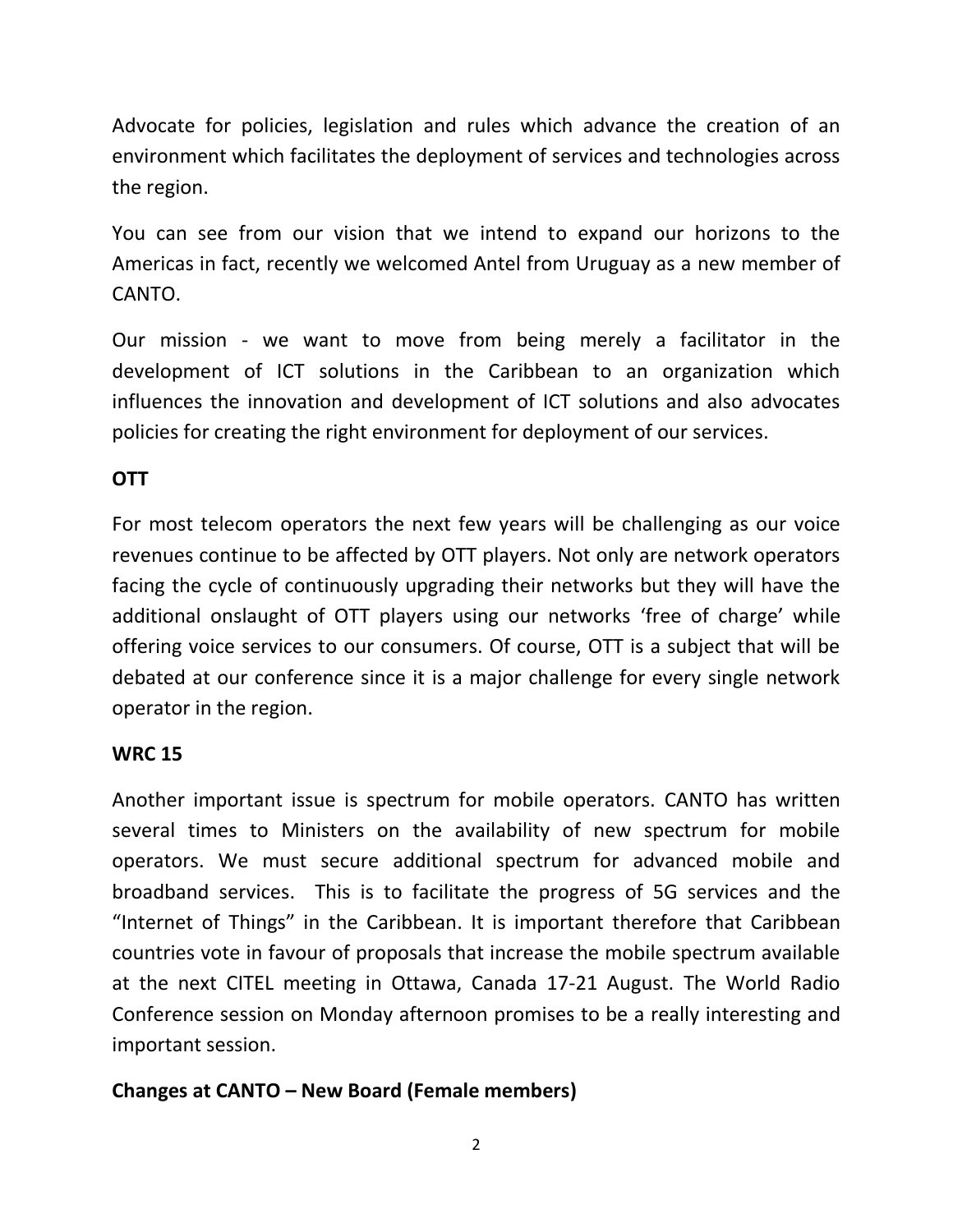Advocate for policies, legislation and rules which advance the creation of an environment which facilitates the deployment of services and technologies across the region.

You can see from our vision that we intend to expand our horizons to the Americas in fact, recently we welcomed Antel from Uruguay as a new member of CANTO.

Our mission - we want to move from being merely a facilitator in the development of ICT solutions in the Caribbean to an organization which influences the innovation and development of ICT solutions and also advocates policies for creating the right environment for deployment of our services.

**OTT**

For most telecom operators the next few years will be challenging as our voice revenues continue to be affected by OTT players. Not only are network operators facing the cycle of continuously upgrading their networks but they will have the additional onslaught of OTT players using our networks 'free of charge' while offering voice services to our consumers. Of course, OTT is a subject that will be debated at our conference since it is a major challenge for every single network operator in the region.

**WRC 15**

Another important issue is spectrum for mobile operators. CANTO has written several times to Ministers on the availability of new spectrum for mobile operators. We must secure additional spectrum for advanced mobile and broadband services. This is to facilitate the progress of 5G services and the "Internet of Things" in the Caribbean. It is important therefore that Caribbean countries vote in favour of proposals that increase the mobile spectrum available at the next CITEL meeting in Ottawa, Canada 17-21 August. The World Radio Conference session on Monday afternoon promises to be a really interesting and important session.

**Changes at CANTO – New Board (Female members)**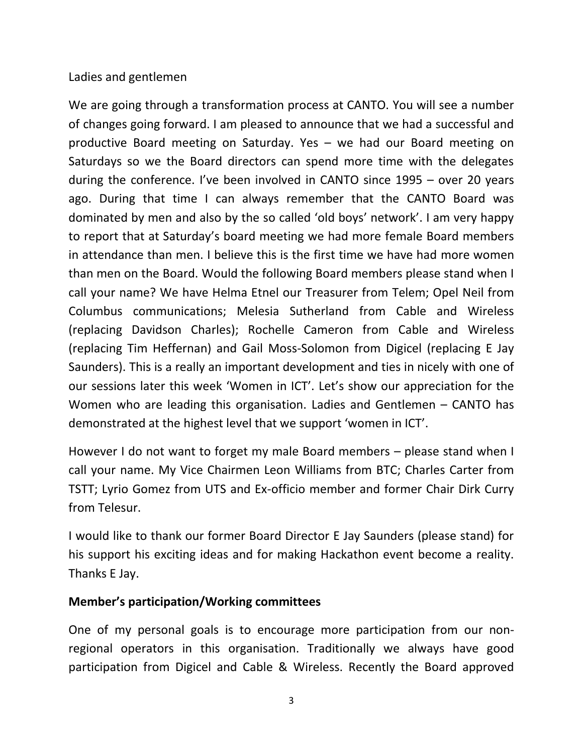Ladies and gentlemen

We are going through a transformation process at CANTO. You will see a number of changes going forward. I am pleased to announce that we had a successful and productive Board meeting on Saturday. Yes – we had our Board meeting on Saturdays so we the Board directors can spend more time with the delegates during the conference. I've been involved in CANTO since 1995 – over 20 years ago. During that time I can always remember that the CANTO Board was dominated by men and also by the so called 'old boys' network'. I am very happy to report that at Saturday's board meeting we had more female Board members in attendance than men. I believe this is the first time we have had more women than men on the Board. Would the following Board members please stand when I call your name? We have Helma Etnel our Treasurer from Telem; Opel Neil from Columbus communications; Melesia Sutherland from Cable and Wireless (replacing Davidson Charles); Rochelle Cameron from Cable and Wireless (replacing Tim Heffernan) and Gail Moss-Solomon from Digicel (replacing E Jay Saunders). This is a really an important development and ties in nicely with one of our sessions later this week 'Women in ICT'. Let's show our appreciation for the Women who are leading this organisation. Ladies and Gentlemen – CANTO has demonstrated at the highest level that we support 'women in ICT'.

However I do not want to forget my male Board members – please stand when I call your name. My Vice Chairmen Leon Williams from BTC; Charles Carter from TSTT; Lyrio Gomez from UTS and Ex-officio member and former Chair Dirk Curry from Telesur.

I would like to thank our former Board Director E Jay Saunders (please stand) for his support his exciting ideas and for making Hackathon event become a reality. Thanks E Jay.

**Member's participation/Working committees**

One of my personal goals is to encourage more participation from our non-regional operators in this organisation. Traditionally we always have good participation from Digicel and Cable & Wireless. Recently the Board approved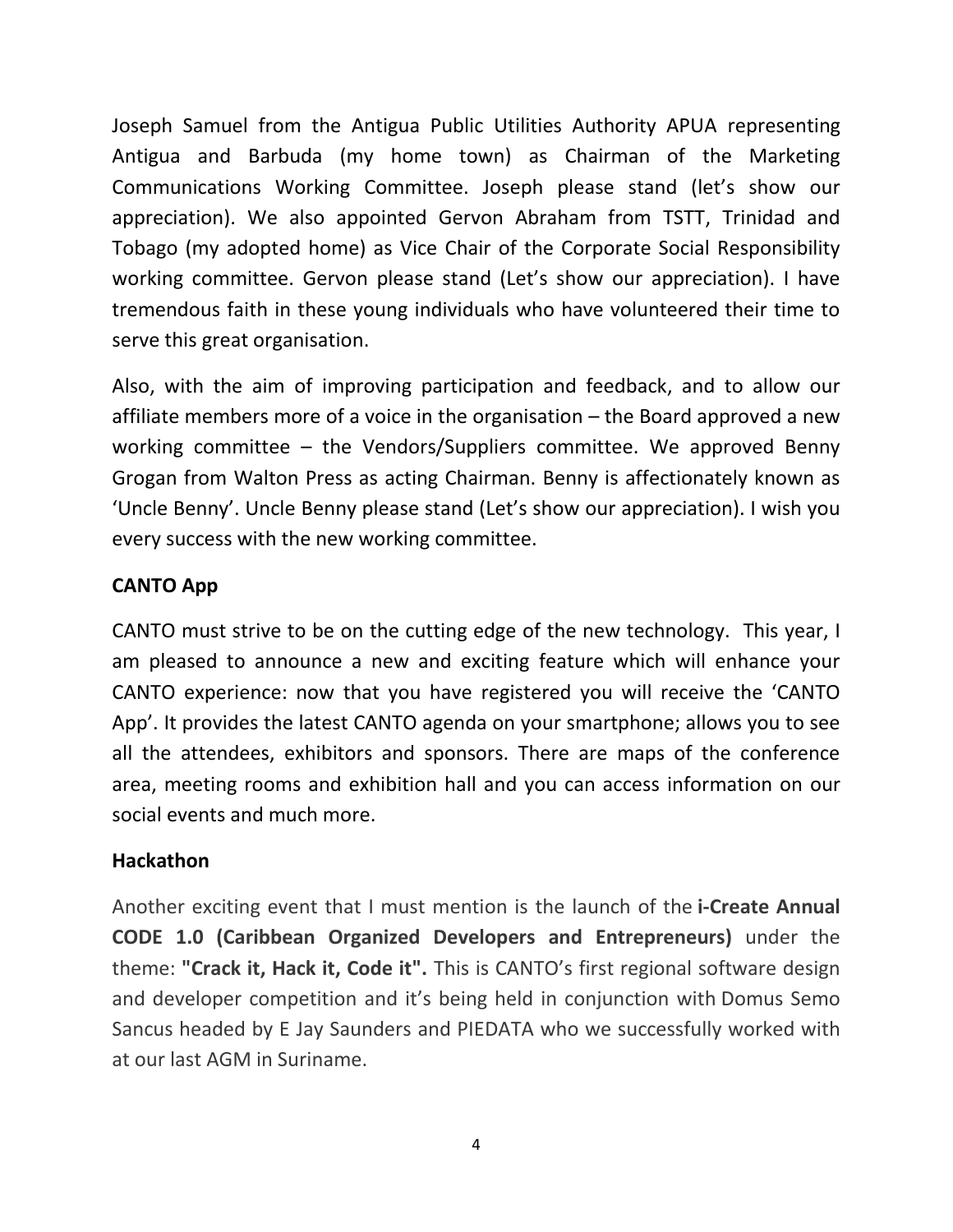Joseph Samuel from the Antigua Public Utilities Authority APUA representing Antigua and Barbuda (my home town) as Chairman of the Marketing Communications Working Committee. Joseph please stand (let's show our appreciation). We also appointed Gervon Abraham from TSTT, Trinidad and Tobago (my adopted home) as Vice Chair of the Corporate Social Responsibility working committee. Gervon please stand (Let's show our appreciation). I have tremendous faith in these young individuals who have volunteered their time to serve this great organisation.

Also, with the aim of improving participation and feedback, and to allow our affiliate members more of a voice in the organisation – the Board approved a new working committee – the Vendors/Suppliers committee. We approved Benny Grogan from Walton Press as acting Chairman. Benny is affectionately known as 'Uncle Benny'. Uncle Benny please stand (Let's show our appreciation). I wish you every success with the new working committee.

**CANTO App**

CANTO must strive to be on the cutting edge of the new technology. This year, I am pleased to announce a new and exciting feature which will enhance your CANTO experience: now that you have registered you will receive the 'CANTO App'. It provides the latest CANTO agenda on your smartphone; allows you to see all the attendees, exhibitors and sponsors. There are maps of the conference area, meeting rooms and exhibition hall and you can access information on our social events and much more.

**Hackathon**

Another exciting event that I must mention is the launch of the **i-Create Annual CODE 1.0 (Caribbean Organized Developers and Entrepreneurs)** under the theme: **"Crack it, Hack it, Code it".** This is CANTO's first regional software design and developer competition and it's being held in conjunction with Domus Semo Sancus headed by E Jay Saunders and PIEDATA who we successfully worked with at our last AGM in Suriname.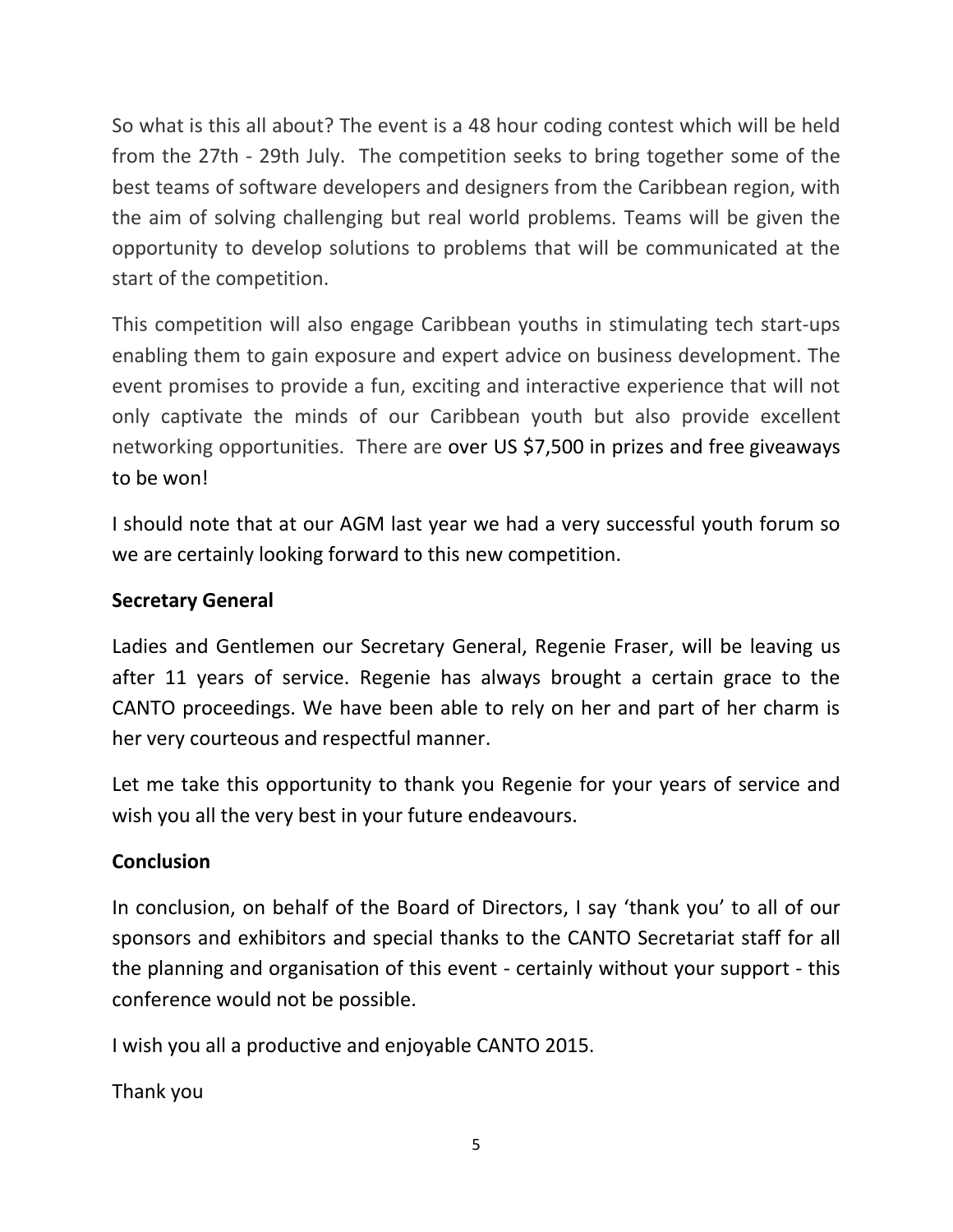So what is this all about? The event is a 48 hour coding contest which will be held from the 27th - 29th July. The competition seeks to bring together some of the best teams of software developers and designers from the Caribbean region, with the aim of solving challenging but real world problems. Teams will be given the opportunity to develop solutions to problems that will be communicated at the start of the competition.

This competition will also engage Caribbean youths in stimulating tech start-ups enabling them to gain exposure and expert advice on business development. The event promises to provide a fun, exciting and interactive experience that will not only captivate the minds of our Caribbean youth but also provide excellent networking opportunities. There are over US $7,500 in prizes and free giveaways to be won!

I should note that at our AGM last year we had a very successful youth forum so we are certainly looking forward to this new competition.

**Secretary General**

Ladies and Gentlemen our Secretary General, Regenie Fraser, will be leaving us after 11 years of service. Regenie has always brought a certain grace to the CANTO proceedings. We have been able to rely on her and part of her charm is her very courteous and respectful manner.

Let me take this opportunity to thank you Regenie for your years of service and wish you all the very best in your future endeavours.

**Conclusion**

In conclusion, on behalf of the Board of Directors, I say 'thank you' to all of our sponsors and exhibitors and special thanks to the CANTO Secretariat staff for all the planning and organisation of this event - certainly without your support - this conference would not be possible.

I wish you all a productive and enjoyable CANTO 2015.

Thank you